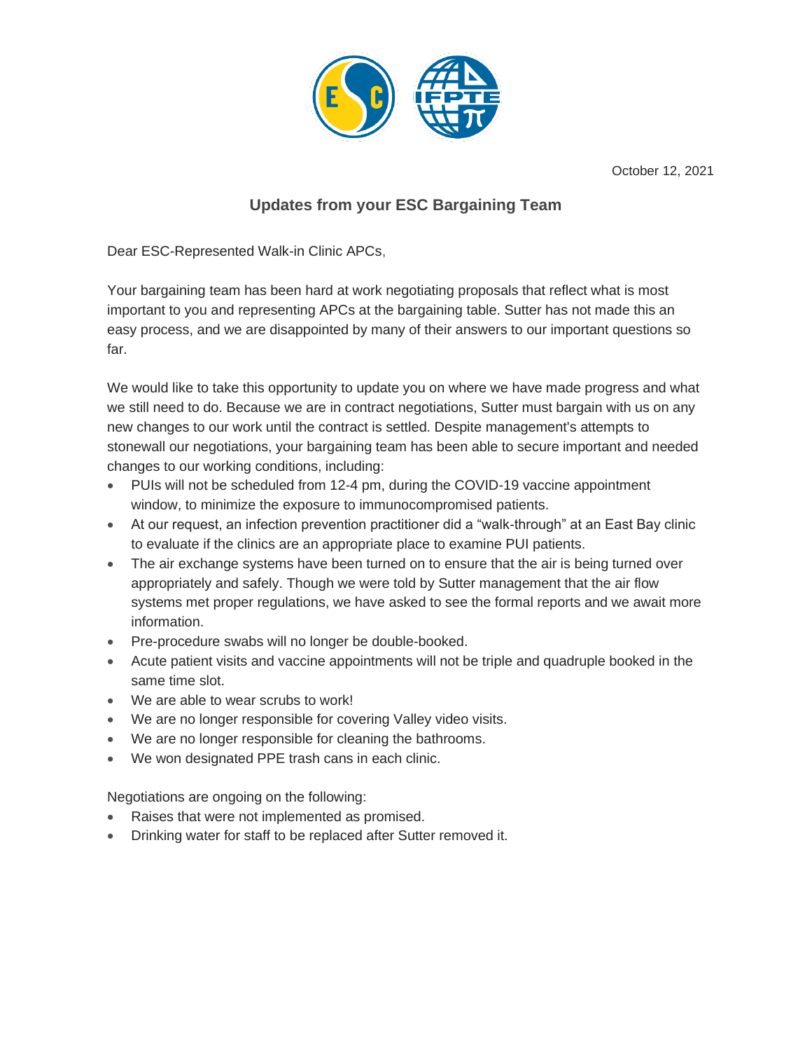October 12, 2021

## Updates from your ESC Bargaining Team

Dear ESC-Represented Walk-in Clinic APCs,

Your bargaining team has been hard at work negotiating proposals that reflect what is most important to you and representing APCs at the bargaining table. Sutter has not made this an easy process, and we are disappointed by many of their answers to our important questions so far.

We would like to take this opportunity to update you on where we have made progress and what we still need to do. Because we are in contract negotiations, Sutter must bargain with us on any new changes to our work until the contract is settled. Despite management's attempts to stonewall our negotiations, your bargaining team has been able to secure important and needed changes to our working conditions, including:

- PUIs will not be scheduled from 12-4 pm, during the COVID-19 vaccine appointment window, to minimize the exposure to immunocompromised patients.
- At our request, an infection prevention practitioner did a "walk-through" at an East Bay clinic to evaluate if the clinics are an appropriate place to examine PUI patients.
- The air exchange systems have been turned on to ensure that the air is being turned over appropriately and safely. Though we were told by Sutter management that the air flow systems met proper regulations, we have asked to see the formal reports and we await more information.
- Pre-procedure swabs will no longer be double-booked.
- Acute patient visits and vaccine appointments will not be triple and quadruple booked in the same time slot.
- We are able to wear scrubs to work!
- We are no longer responsible for covering Valley video visits.
- We are no longer responsible for cleaning the bathrooms.
- We won designated PPE trash cans in each clinic.

Negotiations are ongoing on the following:

- Raises that were not implemented as promised.
- Drinking water for staff to be replaced after Sutter removed it.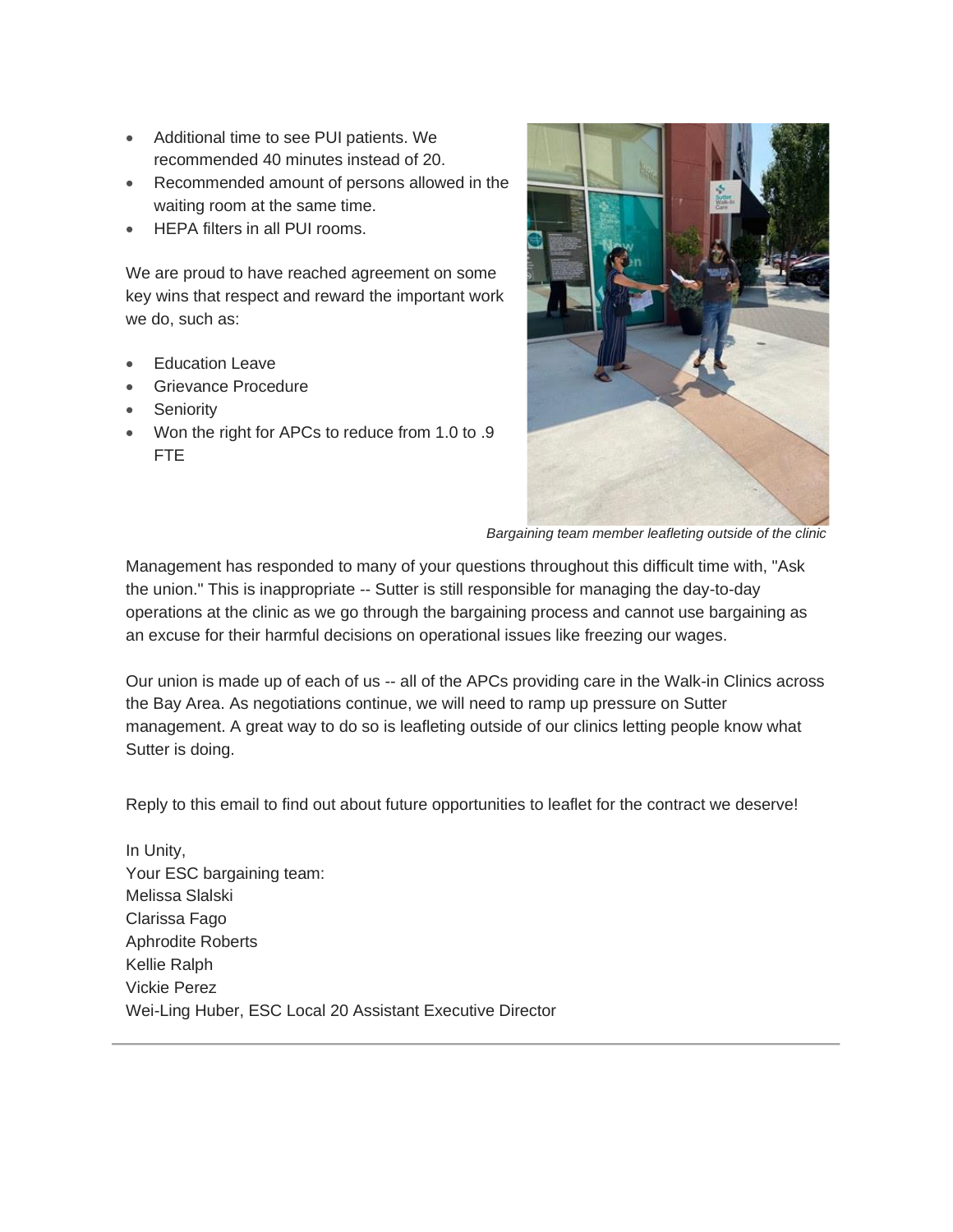- Additional time to see PUI patients. We recommended 40 minutes instead of 20.
- Recommended amount of persons allowed in the waiting room at the same time.
- HEPA filters in all PUI rooms.

We are proud to have reached agreement on some key wins that respect and reward the important work we do, such as:

- Education Leave
- Grievance Procedure
- Seniority
- Won the right for APCs to reduce from 1.0 to .9 FTE

*Bargaining team member leafleting outside of the clinic*

Management has responded to many of your questions throughout this difficult time with, "Ask the union." This is inappropriate -- Sutter is still responsible for managing the day-to-day operations at the clinic as we go through the bargaining process and cannot use bargaining as an excuse for their harmful decisions on operational issues like freezing our wages.

Our union is made up of each of us -- all of the APCs providing care in the Walk-in Clinics across the Bay Area. As negotiations continue, we will need to ramp up pressure on Sutter management. A great way to do so is leafleting outside of our clinics letting people know what Sutter is doing.

Reply to this email to find out about future opportunities to leaflet for the contract we deserve!

In Unity,  
Your ESC bargaining team:  
Melissa Slalski  
Clarissa Fago  
Aphrodite Roberts  
Kellie Ralph  
Vickie Perez  
Wei-Ling Huber, ESC Local 20 Assistant Executive Director